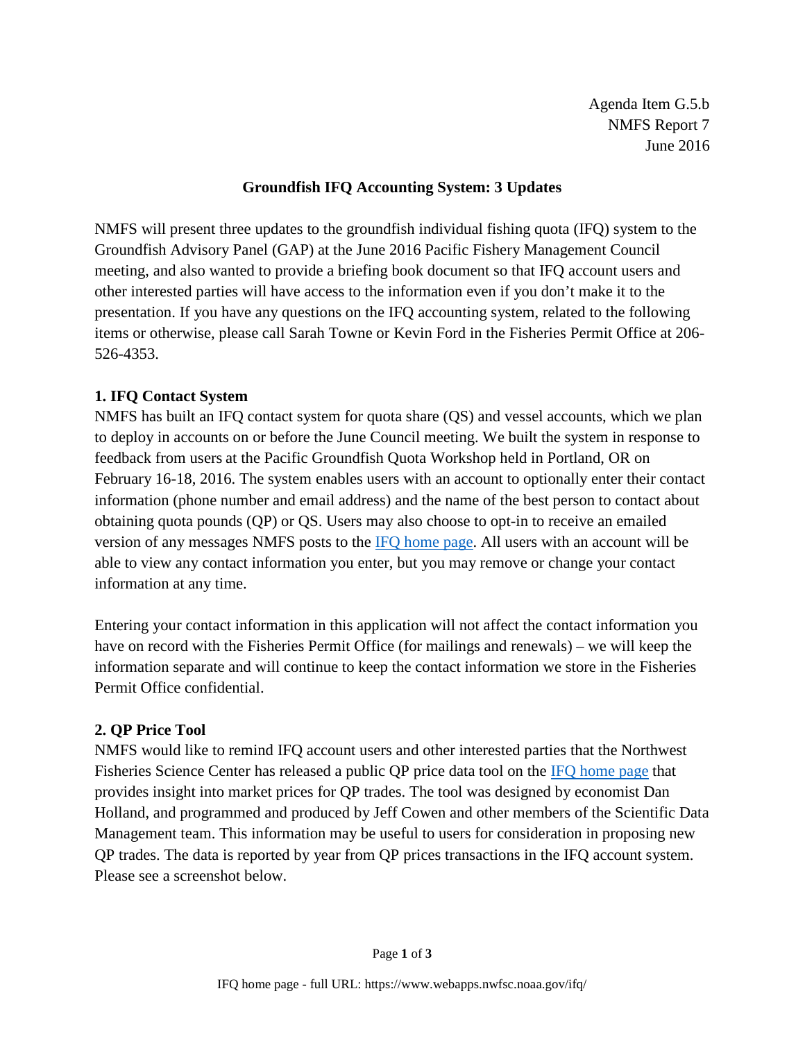Agenda Item G.5.b
NMFS Report 7
June 2016

# Groundfish IFQ Accounting System: 3 Updates

NMFS will present three updates to the groundfish individual fishing quota (IFQ) system to the Groundfish Advisory Panel (GAP) at the June 2016 Pacific Fishery Management Council meeting, and also wanted to provide a briefing book document so that IFQ account users and other interested parties will have access to the information even if you don't make it to the presentation. If you have any questions on the IFQ accounting system, related to the following items or otherwise, please call Sarah Towne or Kevin Ford in the Fisheries Permit Office at 206-526-4353.

## 1. IFQ Contact System

NMFS has built an IFQ contact system for quota share (QS) and vessel accounts, which we plan to deploy in accounts on or before the June Council meeting. We built the system in response to feedback from users at the Pacific Groundfish Quota Workshop held in Portland, OR on February 16-18, 2016. The system enables users with an account to optionally enter their contact information (phone number and email address) and the name of the best person to contact about obtaining quota pounds (QP) or QS. Users may also choose to opt-in to receive an emailed version of any messages NMFS posts to the IFQ home page. All users with an account will be able to view any contact information you enter, but you may remove or change your contact information at any time.

Entering your contact information in this application will not affect the contact information you have on record with the Fisheries Permit Office (for mailings and renewals) – we will keep the information separate and will continue to keep the contact information we store in the Fisheries Permit Office confidential.

## 2. QP Price Tool

NMFS would like to remind IFQ account users and other interested parties that the Northwest Fisheries Science Center has released a public QP price data tool on the IFQ home page that provides insight into market prices for QP trades. The tool was designed by economist Dan Holland, and programmed and produced by Jeff Cowen and other members of the Scientific Data Management team. This information may be useful to users for consideration in proposing new QP trades. The data is reported by year from QP prices transactions in the IFQ account system. Please see a screenshot below.

IFQ home page - full URL: https://www.webapps.nwfsc.noaa.gov/ifq/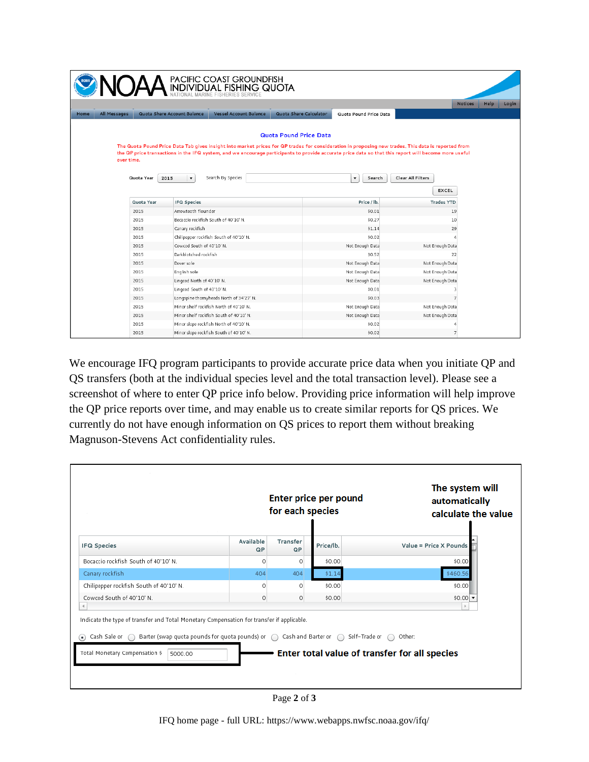NOAA PACIFIC COAST GROUNDFISH INDIVIDUAL FISHING QUOTA
NATIONAL MARINE FISHERIES SERVICE

Notices | Help | Login

Home | All Messages | Quota Share Account Balance | Vessel Account Balance | Quota Share Calculator | Quota Pound Price Data

**Quota Pound Price Data**

The Quota Pound Price Data Tab gives insight into market prices for QP trades for consideration in proposing new trades. This data is reported from the QP price transactions in the IFQ system, and we encourage participants to provide accurate price data so that this report will become more useful over time.

Quota Year 2015 | Search By Species | Search | Clear All Filters

EXCEL

| Quota Year | IFQ Species | Price / lb. | Trades YTD |
|---|---|---|---|
| 2015 | Arrowtooth flounder | $0.01 | 19 |
| 2015 | Bocaccio rockfish South of 40°10' N. | $0.27 | 10 |
| 2015 | Canary rockfish | $1.14 | 29 |
| 2015 | Chilipepper rockfish South of 40°10' N. | $0.02 | 4 |
| 2015 | Cowcod South of 40°10' N. | Not Enough Data | Not Enough Data |
| 2015 | Darkblotched rockfish | $0.52 | 22 |
| 2015 | Dover sole | Not Enough Data | Not Enough Data |
| 2015 | English sole | Not Enough Data | Not Enough Data |
| 2015 | Lingcod North of 40°10' N. | Not Enough Data | Not Enough Data |
| 2015 | Lingcod South of 40°10' N. | $0.01 | 3 |
| 2015 | Longspine thornyheads North of 34°27' N. | $0.03 | 7 |
| 2015 | Minor shelf rockfish North of 40°10' N. | Not Enough Data | Not Enough Data |
| 2015 | Minor shelf rockfish South of 40°10' N. | Not Enough Data | Not Enough Data |
| 2015 | Minor slope rockfish North of 40°10' N. | $0.02 | 4 |
| 2015 | Minor slope rockfish South of 40°10' N. | $0.02 | 7 |

We encourage IFQ program participants to provide accurate price data when you initiate QP and QS transfers (both at the individual species level and the total transaction level). Please see a screenshot of where to enter QP price info below. Providing price information will help improve the QP price reports over time, and may enable us to create similar reports for QS prices. We currently do not have enough information on QS prices to report them without breaking Magnuson-Stevens Act confidentiality rules.

**Enter price per pound for each species**

**The system will automatically calculate the value**

| IFQ Species | Available QP | Transfer QP | Price/lb. | Value = Price X Pounds |
|---|---|---|---|---|
| Bocaccio rockfish South of 40°10' N. | 0 | 0 | $0.00 | $0.00 |
| Canary rockfish | 404 | 404 | $1.14 | $460.56 |
| Chilipepper rockfish South of 40°10' N. | 0 | 0 | $0.00 | $0.00 |
| Cowcod South of 40°10' N. | 0 | 0 | $0.00 | $0.00 |

Indicate the type of transfer and Total Monetary Compensation for transfer if applicable.

Cash Sale or | Barter (swap quota pounds for quota pounds) or | Cash and Barter or | Self-Trade or | Other:

Total Monetary Compensation $ 5000.00

**Enter total value of transfer for all species**

IFQ home page - full URL: https://www.webapps.nwfsc.noaa.gov/ifq/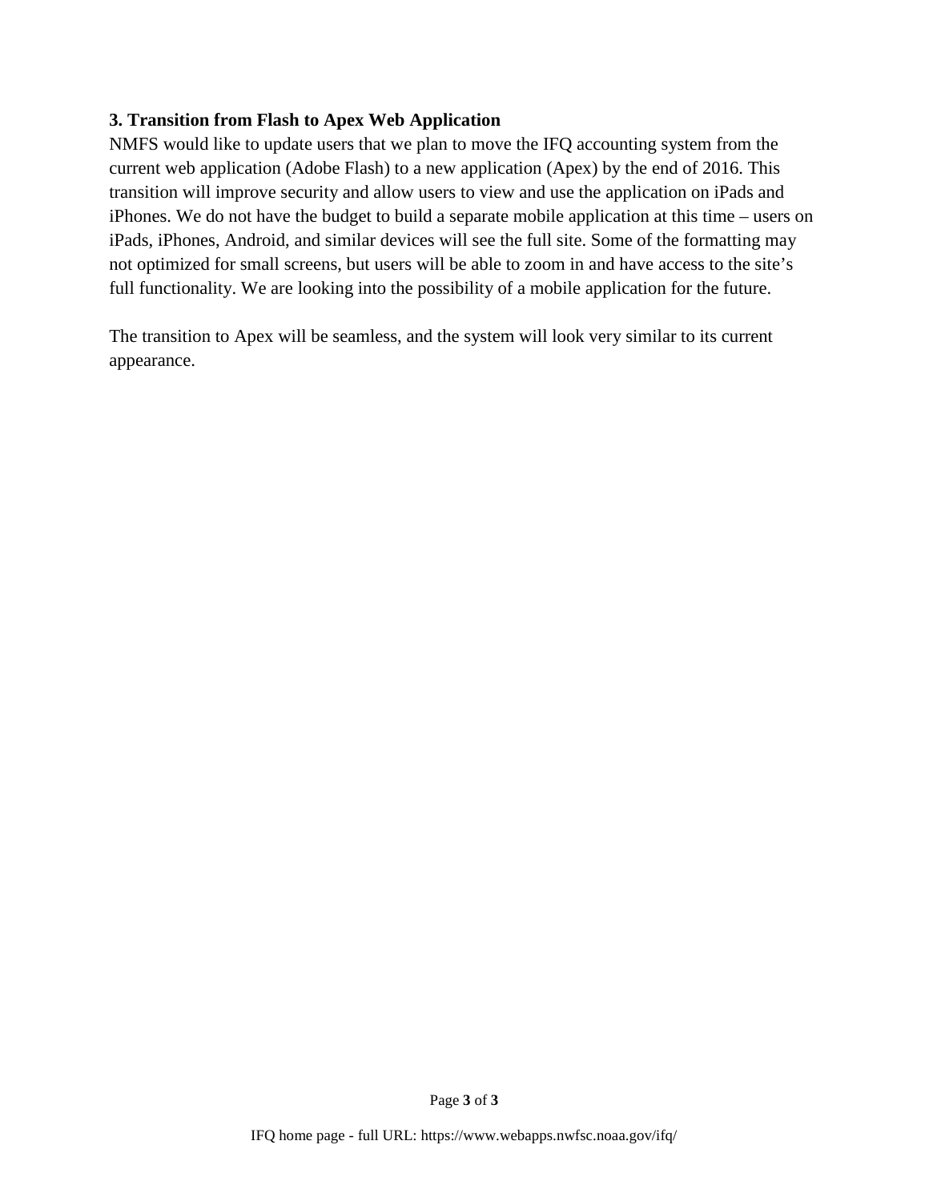### 3. Transition from Flash to Apex Web Application

NMFS would like to update users that we plan to move the IFQ accounting system from the current web application (Adobe Flash) to a new application (Apex) by the end of 2016. This transition will improve security and allow users to view and use the application on iPads and iPhones. We do not have the budget to build a separate mobile application at this time – users on iPads, iPhones, Android, and similar devices will see the full site. Some of the formatting may not optimized for small screens, but users will be able to zoom in and have access to the site's full functionality. We are looking into the possibility of a mobile application for the future.

The transition to Apex will be seamless, and the system will look very similar to its current appearance.